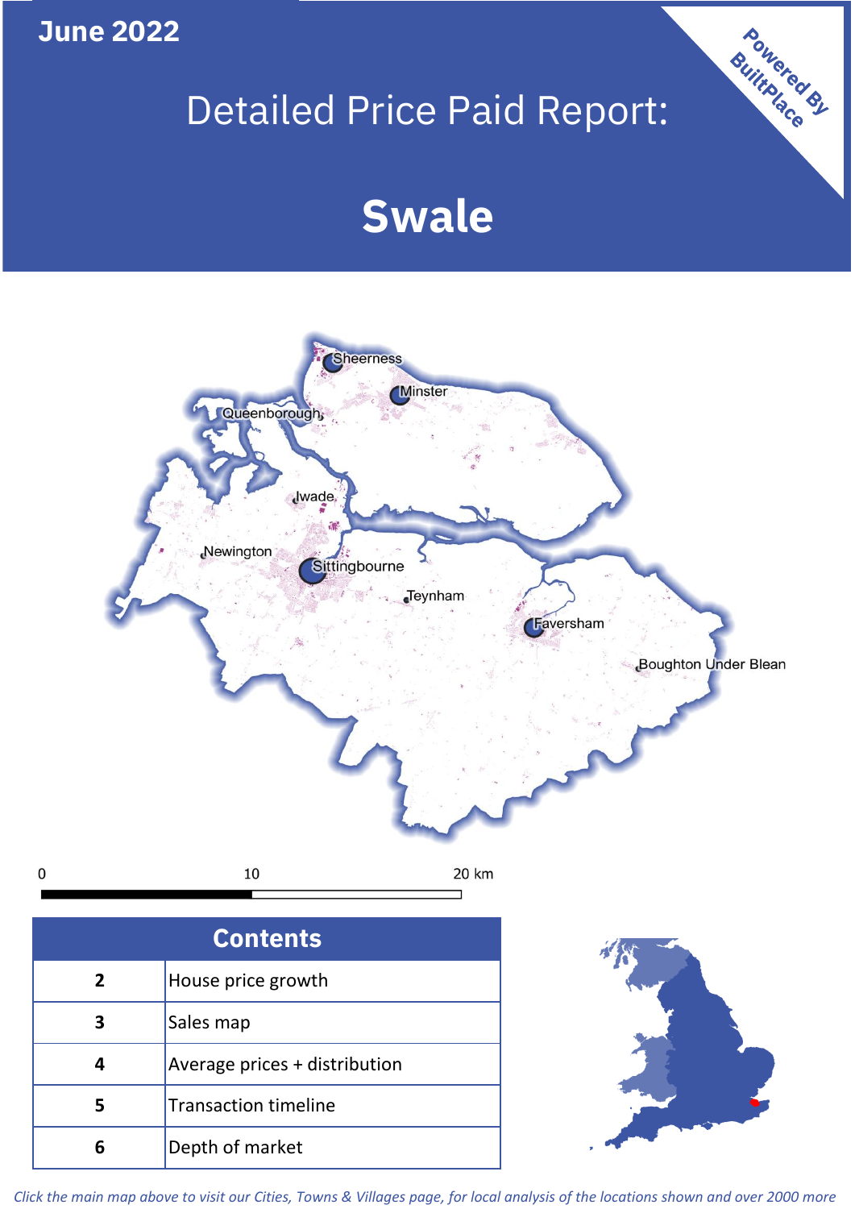**June 2022**

# Detailed Price Paid Report:

# Swale

Powered By BuiltPlace

## Contents

| Page | Section |
|---|---|
| 2 | House price growth |
| 3 | Sales map |
| 4 | Average prices + distribution |
| 5 | Transaction timeline |
| 6 | Depth of market |

*Click the main map above to visit our Cities, Towns & Villages page, for local analysis of the locations shown and over 2000 more*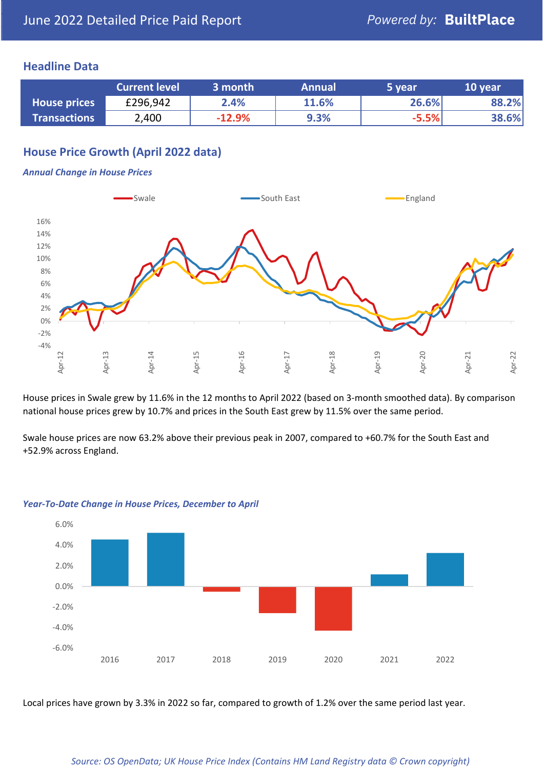June 2022 Detailed Price Paid Report

Powered by: **BuiltPlace**

## Headline Data

| | Current level | 3 month | Annual | 5 year | 10 year |
|---|---|---|---|---|---|
| **House prices** | £296,942 | 2.4% | 11.6% | 26.6% | 88.2% |
| **Transactions** | 2,400 | -12.9% | 9.3% | -5.5% | 38.6% |

## House Price Growth (April 2022 data)

### *Annual Change in House Prices*

House prices in Swale grew by 11.6% in the 12 months to April 2022 (based on 3-month smoothed data). By comparison national house prices grew by 10.7% and prices in the South East grew by 11.5% over the same period.

Swale house prices are now 63.2% above their previous peak in 2007, compared to +60.7% for the South East and +52.9% across England.

### *Year-To-Date Change in House Prices, December to April*

Local prices have grown by 3.3% in 2022 so far, compared to growth of 1.2% over the same period last year.

*Source: OS OpenData; UK House Price Index (Contains HM Land Registry data © Crown copyright)*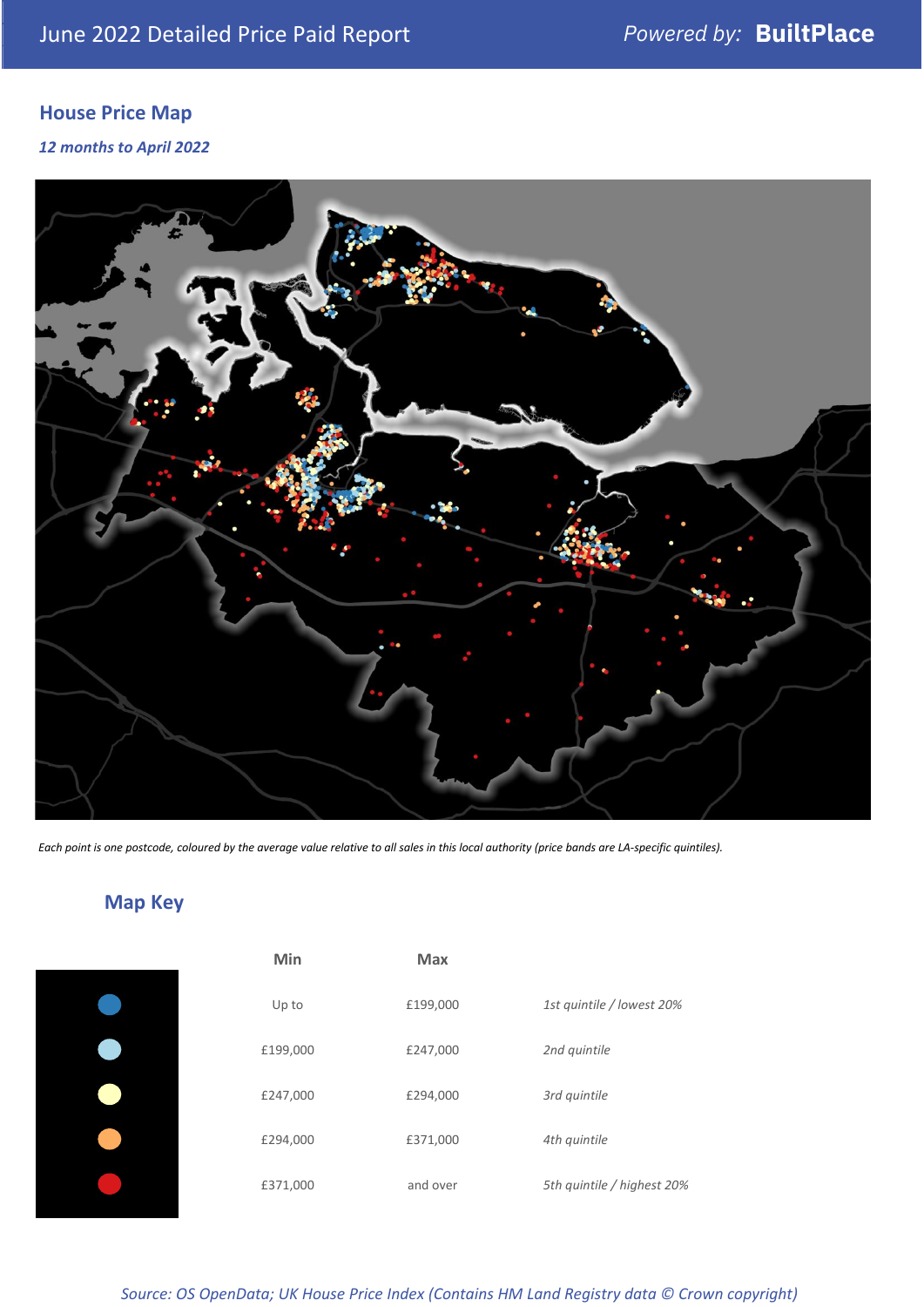June 2022 Detailed Price Paid Report — *Powered by:* **BuiltPlace**

## House Price Map

*12 months to April 2022*

*Each point is one postcode, coloured by the average value relative to all sales in this local authority (price bands are LA-specific quintiles).*

## Map Key

| | Min | Max | |
|---|---|---|---|
| | Up to | £199,000 | *1st quintile / lowest 20%* |
| | £199,000 | £247,000 | *2nd quintile* |
| | £247,000 | £294,000 | *3rd quintile* |
| | £294,000 | £371,000 | *4th quintile* |
| | £371,000 | and over | *5th quintile / highest 20%* |

*Source: OS OpenData; UK House Price Index (Contains HM Land Registry data © Crown copyright)*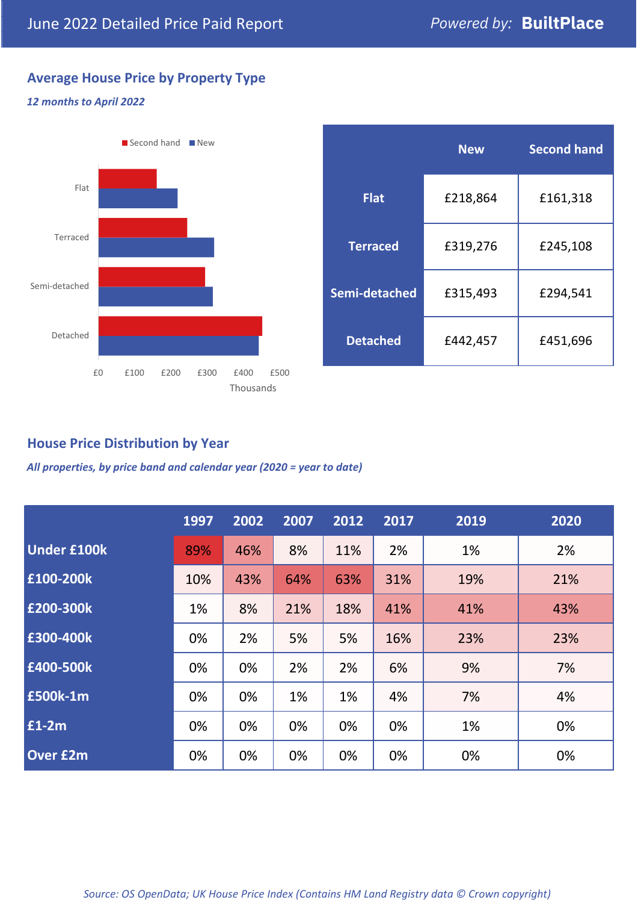June 2022 Detailed Price Paid Report

Powered by: **BuiltPlace**

## Average House Price by Property Type

*12 months to April 2022*

| | New | Second hand |
|---|---|---|
| **Flat** | £218,864 | £161,318 |
| **Terraced** | £319,276 | £245,108 |
| **Semi-detached** | £315,493 | £294,541 |
| **Detached** | £442,457 | £451,696 |

## House Price Distribution by Year

*All properties, by price band and calendar year (2020 = year to date)*

| | 1997 | 2002 | 2007 | 2012 | 2017 | 2019 | 2020 |
|---|---|---|---|---|---|---|---|
| **Under £100k** | 89% | 46% | 8% | 11% | 2% | 1% | 2% |
| **£100-200k** | 10% | 43% | 64% | 63% | 31% | 19% | 21% |
| **£200-300k** | 1% | 8% | 21% | 18% | 41% | 41% | 43% |
| **£300-400k** | 0% | 2% | 5% | 5% | 16% | 23% | 23% |
| **£400-500k** | 0% | 0% | 2% | 2% | 6% | 9% | 7% |
| **£500k-1m** | 0% | 0% | 1% | 1% | 4% | 7% | 4% |
| **£1-2m** | 0% | 0% | 0% | 0% | 0% | 1% | 0% |
| **Over £2m** | 0% | 0% | 0% | 0% | 0% | 0% | 0% |

*Source: OS OpenData; UK House Price Index (Contains HM Land Registry data © Crown copyright)*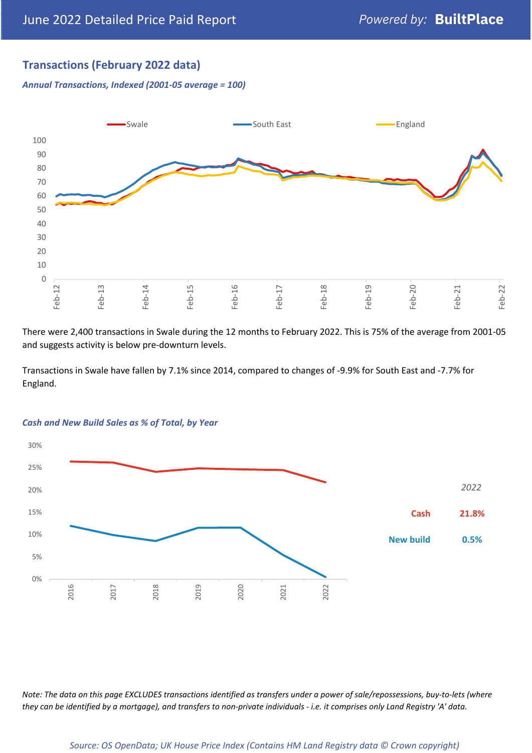# Transactions (February 2022 data)

*Annual Transactions, Indexed (2001-05 average = 100)*

There were 2,400 transactions in Swale during the 12 months to February 2022. This is 75% of the average from 2001-05 and suggests activity is below pre-downturn levels.

Transactions in Swale have fallen by 7.1% since 2014, compared to changes of -9.9% for South East and -7.7% for England.

*Cash and New Build Sales as % of Total, by Year*

| 2022 | |
|---|---|
| Cash | 21.8% |
| New build | 0.5% |

*Note: The data on this page EXCLUDES transactions identified as transfers under a power of sale/repossessions, buy-to-lets (where they can be identified by a mortgage), and transfers to non-private individuals - i.e. it comprises only Land Registry 'A' data.*

*Source: OS OpenData; UK House Price Index (Contains HM Land Registry data © Crown copyright)*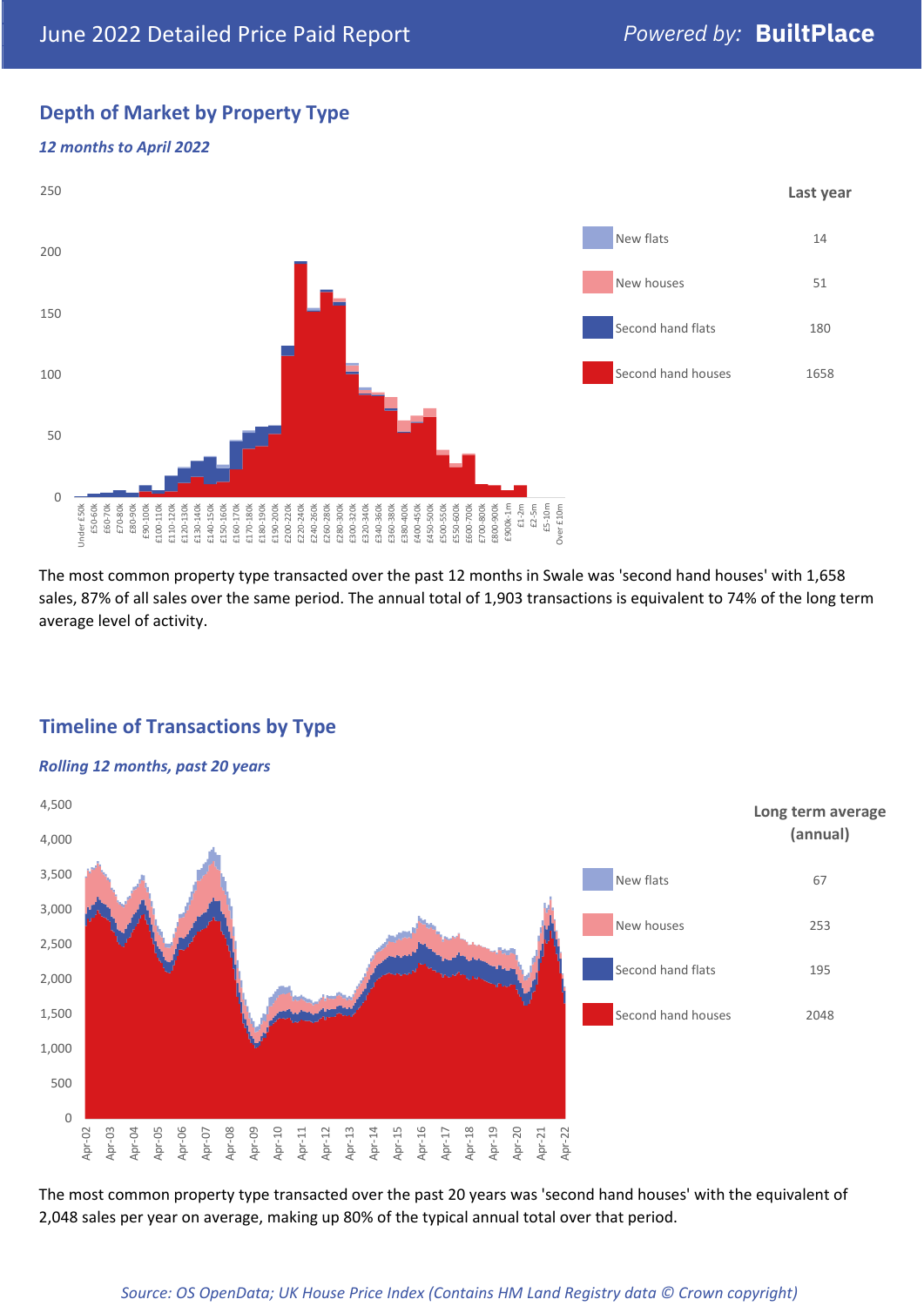June 2022 Detailed Price Paid Report

*Powered by:* **BuiltPlace**

## Depth of Market by Property Type

*12 months to April 2022*

250
200
150
100
50
0

Under £50k, £50-60k, £60-70k, £70-80k, £80-90k, £90-100k, £100-110k, £110-120k, £120-130k, £130-140k, £140-150k, £150-160k, £160-170k, £170-180k, £180-190k, £190-200k, £200-220k, £220-240k, £240-260k, £260-280k, £280-300k, £300-320k, £320-340k, £340-360k, £360-380k, £380-400k, £400-450k, £450-500k, £500-550k, £550-600k, £600-700k, £700-800k, £800-900k, £900k-1m, £1-2m, £2-5m, £5-10m, Over £10m

Last year

New flats 14

New houses 51

Second hand flats 180

Second hand houses 1658

The most common property type transacted over the past 12 months in Swale was 'second hand houses' with 1,658 sales, 87% of all sales over the same period. The annual total of 1,903 transactions is equivalent to 74% of the long term average level of activity.

## Timeline of Transactions by Type

*Rolling 12 months, past 20 years*

4,500
4,000
3,500
3,000
2,500
2,000
1,500
1,000
500
0

Apr-02, Apr-03, Apr-04, Apr-05, Apr-06, Apr-07, Apr-08, Apr-09, Apr-10, Apr-11, Apr-12, Apr-13, Apr-14, Apr-15, Apr-16, Apr-17, Apr-18, Apr-19, Apr-20, Apr-21, Apr-22

Long term average (annual)

New flats 67

New houses 253

Second hand flats 195

Second hand houses 2048

The most common property type transacted over the past 20 years was 'second hand houses' with the equivalent of 2,048 sales per year on average, making up 80% of the typical annual total over that period.

*Source: OS OpenData; UK House Price Index (Contains HM Land Registry data © Crown copyright)*